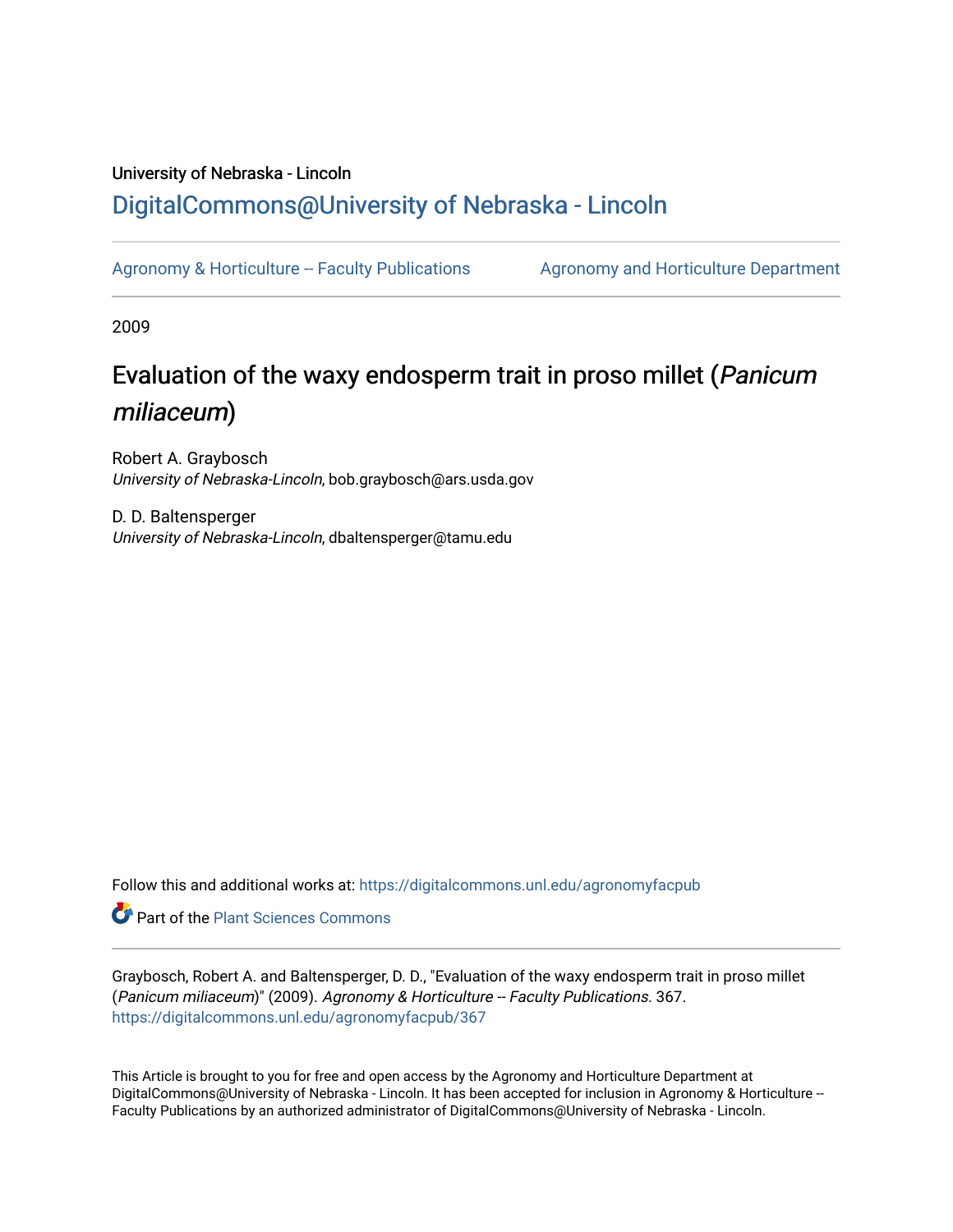University of Nebraska - Lincoln

DigitalCommons@University of Nebraska - Lincoln

Agronomy & Horticulture -- Faculty Publications

Agronomy and Horticulture Department

2009

# Evaluation of the waxy endosperm trait in proso millet (*Panicum miliaceum*)

Robert A. Graybosch
*University of Nebraska-Lincoln*, bob.graybosch@ars.usda.gov

D. D. Baltensperger
*University of Nebraska-Lincoln*, dbaltensperger@tamu.edu

Follow this and additional works at: https://digitalcommons.unl.edu/agronomyfacpub

Part of the Plant Sciences Commons

Graybosch, Robert A. and Baltensperger, D. D., "Evaluation of the waxy endosperm trait in proso millet (*Panicum miliaceum*)" (2009). *Agronomy & Horticulture -- Faculty Publications*. 367.
https://digitalcommons.unl.edu/agronomyfacpub/367

This Article is brought to you for free and open access by the Agronomy and Horticulture Department at DigitalCommons@University of Nebraska - Lincoln. It has been accepted for inclusion in Agronomy & Horticulture -- Faculty Publications by an authorized administrator of DigitalCommons@University of Nebraska - Lincoln.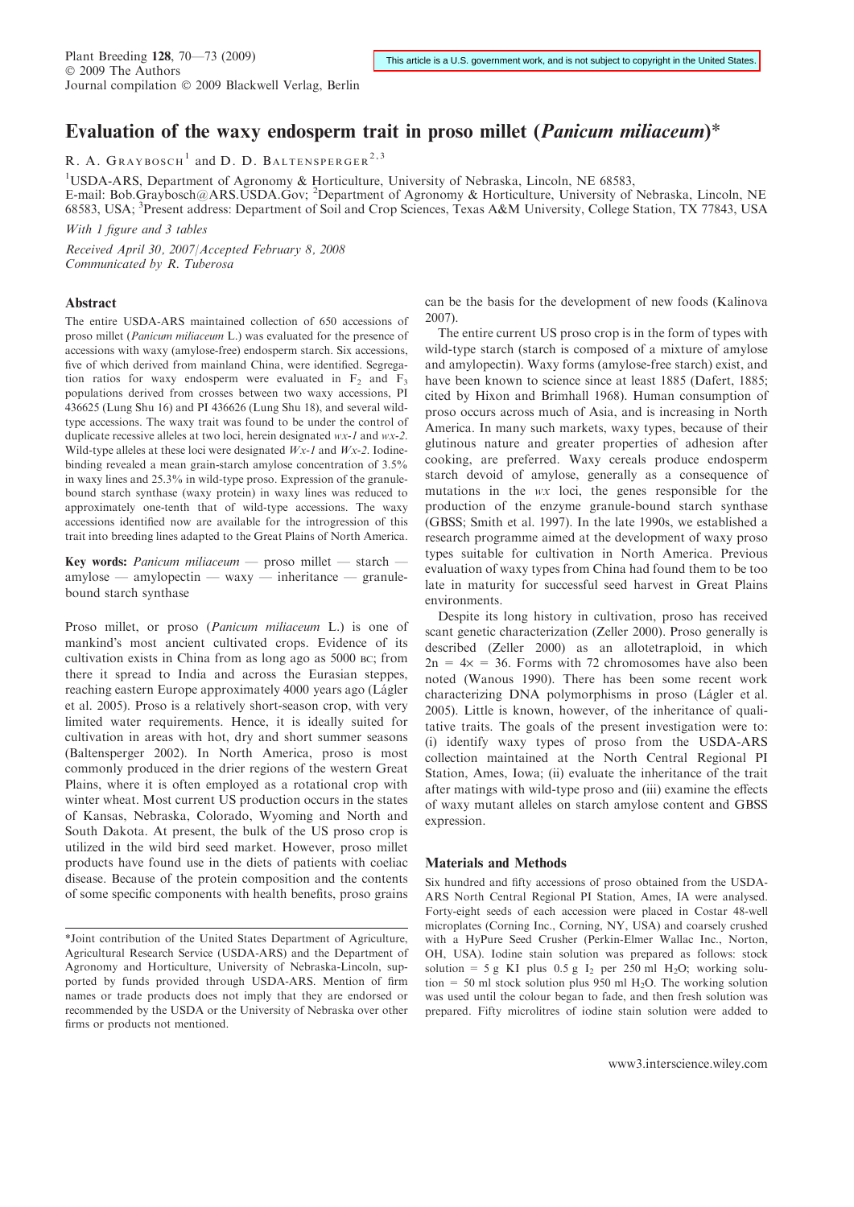# Evaluation of the waxy endosperm trait in proso millet (*Panicum miliaceum*)*

R. A. Graybosch[1] and D. D. Baltensperger[2,3]

[1]USDA-ARS, Department of Agronomy & Horticulture, University of Nebraska, Lincoln, NE 68583, E-mail: Bob.Graybosch@ARS.USDA.Gov; [2]Department of Agronomy & Horticulture, University of Nebraska, Lincoln, NE 68583, USA; [3]Present address: Department of Soil and Crop Sciences, Texas A&M University, College Station, TX 77843, USA

*With 1 figure and 3 tables*

*Received April 30, 2007/Accepted February 8, 2008*
*Communicated by R. Tuberosa*

## Abstract

The entire USDA-ARS maintained collection of 650 accessions of proso millet (*Panicum miliaceum* L.) was evaluated for the presence of accessions with waxy (amylose-free) endosperm starch. Six accessions, five of which derived from mainland China, were identified. Segregation ratios for waxy endosperm were evaluated in $F_2$ and $F_3$ populations derived from crosses between two waxy accessions, PI 436625 (Lung Shu 16) and PI 436626 (Lung Shu 18), and several wild-type accessions. The waxy trait was found to be under the control of duplicate recessive alleles at two loci, herein designated *wx-1* and *wx-2*. Wild-type alleles at these loci were designated *Wx-1* and *Wx-2*. Iodine-binding revealed a mean grain-starch amylose concentration of 3.5% in waxy lines and 25.3% in wild-type proso. Expression of the granule-bound starch synthase (waxy protein) in waxy lines was reduced to approximately one-tenth that of wild-type accessions. The waxy accessions identified now are available for the introgression of this trait into breeding lines adapted to the Great Plains of North America.

**Key words:** *Panicum miliaceum* — proso millet — starch — amylose — amylopectin — waxy — inheritance — granule-bound starch synthase

Proso millet, or proso (*Panicum miliaceum* L.) is one of mankind's most ancient cultivated crops. Evidence of its cultivation exists in China from as long ago as 5000 BC; from there it spread to India and across the Eurasian steppes, reaching eastern Europe approximately 4000 years ago (Lágler et al. 2005). Proso is a relatively short-season crop, with very limited water requirements. Hence, it is ideally suited for cultivation in areas with hot, dry and short summer seasons (Baltensperger 2002). In North America, proso is most commonly produced in the drier regions of the western Great Plains, where it is often employed as a rotational crop with winter wheat. Most current US production occurs in the states of Kansas, Nebraska, Colorado, Wyoming and North and South Dakota. At present, the bulk of the US proso crop is utilized in the wild bird seed market. However, proso millet products have found use in the diets of patients with coeliac disease. Because of the protein composition and the contents of some specific components with health benefits, proso grains can be the basis for the development of new foods (Kalinova 2007).

The entire current US proso crop is in the form of types with wild-type starch (starch is composed of a mixture of amylose and amylopectin). Waxy forms (amylose-free starch) exist, and have been known to science since at least 1885 (Dafert, 1885; cited by Hixon and Brimhall 1968). Human consumption of proso occurs across much of Asia, and is increasing in North America. In many such markets, waxy types, because of their glutinous nature and greater properties of adhesion after cooking, are preferred. Waxy cereals produce endosperm starch devoid of amylose, generally as a consequence of mutations in the *wx* loci, the genes responsible for the production of the enzyme granule-bound starch synthase (GBSS; Smith et al. 1997). In the late 1990s, we established a research programme aimed at the development of waxy proso types suitable for cultivation in North America. Previous evaluation of waxy types from China had found them to be too late in maturity for successful seed harvest in Great Plains environments.

Despite its long history in cultivation, proso has received scant genetic characterization (Zeller 2000). Proso generally is described (Zeller 2000) as an allotetraploid, in which 2n = 4× = 36. Forms with 72 chromosomes have also been noted (Wanous 1990). There has been some recent work characterizing DNA polymorphisms in proso (Lágler et al. 2005). Little is known, however, of the inheritance of qualitative traits. The goals of the present investigation were to: (i) identify waxy types of proso from the USDA-ARS collection maintained at the North Central Regional PI Station, Ames, Iowa; (ii) evaluate the inheritance of the trait after matings with wild-type proso and (iii) examine the effects of waxy mutant alleles on starch amylose content and GBSS expression.

## Materials and Methods

Six hundred and fifty accessions of proso obtained from the USDA-ARS North Central Regional PI Station, Ames, IA were analysed. Forty-eight seeds of each accession were placed in Costar 48-well microplates (Corning Inc., Corning, NY, USA) and coarsely crushed with a HyPure Seed Crusher (Perkin-Elmer Wallac Inc., Norton, OH, USA). Iodine stain solution was prepared as follows: stock solution = 5 g KI plus 0.5 g $I_2$ per 250 ml $H_2O$; working solution = 50 ml stock solution plus 950 ml $H_2O$. The working solution was used until the colour began to fade, and then fresh solution was prepared. Fifty microlitres of iodine stain solution were added to

*Joint contribution of the United States Department of Agriculture, Agricultural Research Service (USDA-ARS) and the Department of Agronomy and Horticulture, University of Nebraska-Lincoln, supported by funds provided through USDA-ARS. Mention of firm names or trade products does not imply that they are endorsed or recommended by the USDA or the University of Nebraska over other firms or products not mentioned.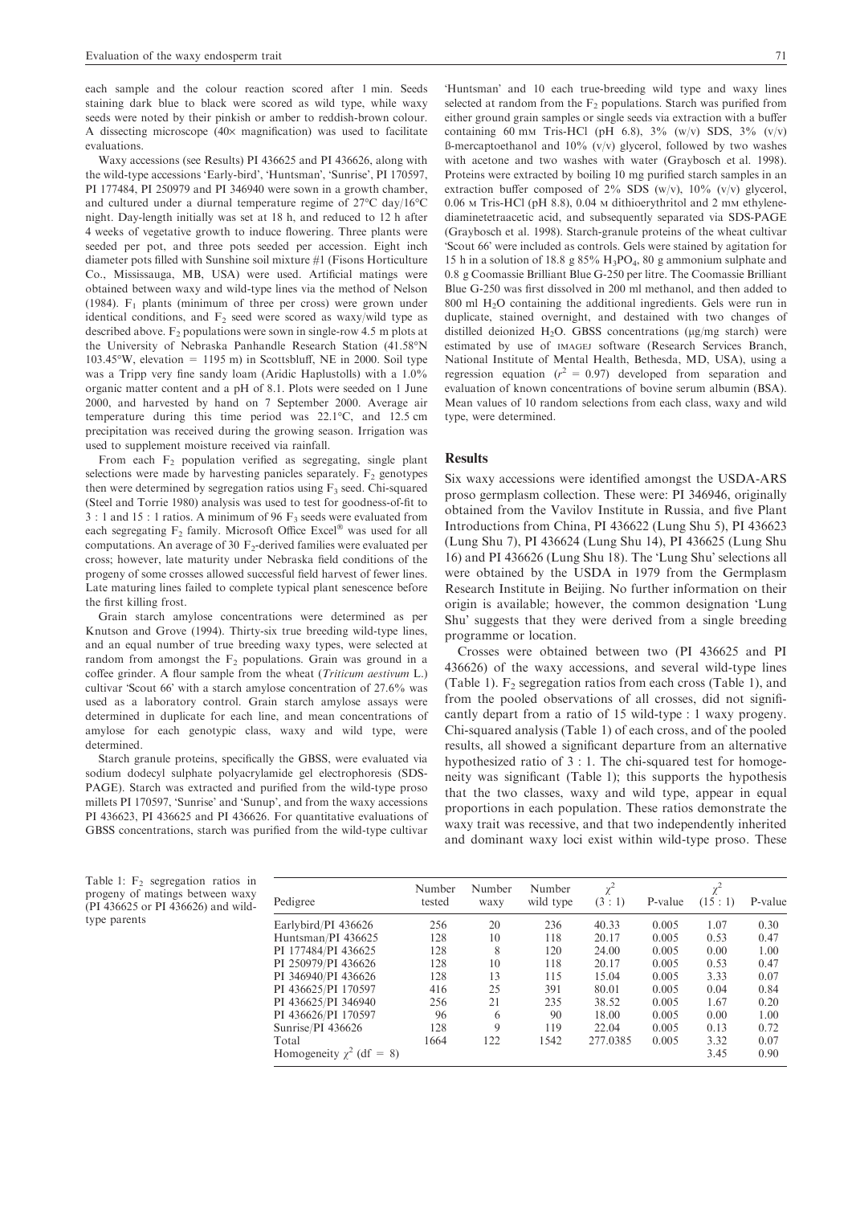each sample and the colour reaction scored after 1 min. Seeds staining dark blue to black were scored as wild type, while waxy seeds were noted by their pinkish or amber to reddish-brown colour. A dissecting microscope (40× magnification) was used to facilitate evaluations.

Waxy accessions (see Results) PI 436625 and PI 436626, along with the wild-type accessions 'Early-bird', 'Huntsman', 'Sunrise', PI 170597, PI 177484, PI 250979 and PI 346940 were sown in a growth chamber, and cultured under a diurnal temperature regime of 27°C day/16°C night. Day-length initially was set at 18 h, and reduced to 12 h after 4 weeks of vegetative growth to induce flowering. Three plants were seeded per pot, and three pots seeded per accession. Eight inch diameter pots filled with Sunshine soil mixture #1 (Fisons Horticulture Co., Mississauga, MB, USA) were used. Artificial matings were obtained between waxy and wild-type lines via the method of Nelson (1984). $F_1$ plants (minimum of three per cross) were grown under identical conditions, and $F_2$ seed were scored as waxy/wild type as described above. $F_2$ populations were sown in single-row 4.5 m plots at the University of Nebraska Panhandle Research Station (41.58°N 103.45°W, elevation = 1195 m) in Scottsbluff, NE in 2000. Soil type was a Tripp very fine sandy loam (Aridic Haplustolls) with a 1.0% organic matter content and a pH of 8.1. Plots were seeded on 1 June 2000, and harvested by hand on 7 September 2000. Average air temperature during this time period was 22.1°C, and 12.5 cm precipitation was received during the growing season. Irrigation was used to supplement moisture received via rainfall.

From each $F_2$ population verified as segregating, single plant selections were made by harvesting panicles separately. $F_2$ genotypes then were determined by segregation ratios using $F_3$ seed. Chi-squared (Steel and Torrie 1980) analysis was used to test for goodness-of-fit to 3 : 1 and 15 : 1 ratios. A minimum of 96 $F_3$ seeds were evaluated from each segregating $F_2$ family. Microsoft Office Excel® was used for all computations. An average of 30 $F_2$-derived families were evaluated per cross; however, late maturity under Nebraska field conditions of the progeny of some crosses allowed successful field harvest of fewer lines. Late maturing lines failed to complete typical plant senescence before the first killing frost.

Grain starch amylose concentrations were determined as per Knutson and Grove (1994). Thirty-six true breeding wild-type lines, and an equal number of true breeding waxy types, were selected at random from amongst the $F_2$ populations. Grain was ground in a coffee grinder. A flour sample from the wheat (*Triticum aestivum* L.) cultivar 'Scout 66' with a starch amylose concentration of 27.6% was used as a laboratory control. Grain starch amylose assays were determined in duplicate for each line, and mean concentrations of amylose for each genotypic class, waxy and wild type, were determined.

Starch granule proteins, specifically the GBSS, were evaluated via sodium dodecyl sulphate polyacrylamide gel electrophoresis (SDS-PAGE). Starch was extracted and purified from the wild-type proso millets PI 170597, 'Sunrise' and 'Sunup', and from the waxy accessions PI 436623, PI 436625 and PI 436626. For quantitative evaluations of GBSS concentrations, starch was purified from the wild-type cultivar 'Huntsman' and 10 each true-breeding wild type and waxy lines selected at random from the $F_2$ populations. Starch was purified from either ground grain samples or single seeds via extraction with a buffer containing 60 mM Tris-HCl (pH 6.8), 3% (w/v) SDS, 3% (v/v) ß-mercaptoethanol and 10% (v/v) glycerol, followed by two washes with acetone and two washes with water (Graybosch et al. 1998). Proteins were extracted by boiling 10 mg purified starch samples in an extraction buffer composed of 2% SDS (w/v), 10% (v/v) glycerol, 0.06 M Tris-HCl (pH 8.8), 0.04 M dithioerythritol and 2 mM ethylenediaminetetraacetic acid, and subsequently separated via SDS-PAGE (Graybosch et al. 1998). Starch-granule proteins of the wheat cultivar 'Scout 66' were included as controls. Gels were stained by agitation for 15 h in a solution of 18.8 g 85% $H_3PO_4$, 80 g ammonium sulphate and 0.8 g Coomassie Brilliant Blue G-250 per litre. The Coomassie Brilliant Blue G-250 was first dissolved in 200 ml methanol, and then added to 800 ml $H_2O$ containing the additional ingredients. Gels were run in duplicate, stained overnight, and destained with two changes of distilled deionized $H_2O$. GBSS concentrations (μg/mg starch) were estimated by use of IMAGEJ software (Research Services Branch, National Institute of Mental Health, Bethesda, MD, USA), using a regression equation ($r^2$ = 0.97) developed from separation and evaluation of known concentrations of bovine serum albumin (BSA). Mean values of 10 random selections from each class, waxy and wild type, were determined.

## Results

Six waxy accessions were identified amongst the USDA-ARS proso germplasm collection. These were: PI 346946, originally obtained from the Vavilov Institute in Russia, and five Plant Introductions from China, PI 436622 (Lung Shu 5), PI 436623 (Lung Shu 7), PI 436624 (Lung Shu 14), PI 436625 (Lung Shu 16) and PI 436626 (Lung Shu 18). The 'Lung Shu' selections all were obtained by the USDA in 1979 from the Germplasm Research Institute in Beijing. No further information on their origin is available; however, the common designation 'Lung Shu' suggests that they were derived from a single breeding programme or location.

Crosses were obtained between two (PI 436625 and PI 436626) of the waxy accessions, and several wild-type lines (Table 1). $F_2$ segregation ratios from each cross (Table 1), and from the pooled observations of all crosses, did not significantly depart from a ratio of 15 wild-type : 1 waxy progeny. Chi-squared analysis (Table 1) of each cross, and of the pooled results, all showed a significant departure from an alternative hypothesized ratio of 3 : 1. The chi-squared test for homogeneity was significant (Table 1); this supports the hypothesis that the two classes, waxy and wild type, appear in equal proportions in each population. These ratios demonstrate the waxy trait was recessive, and that two independently inherited and dominant waxy loci exist within wild-type proso. These

Table 1: $F_2$ segregation ratios in progeny of matings between waxy (PI 436625 or PI 436626) and wild-type parents

| Pedigree | Number tested | Number waxy | Number wild type | $\chi^2$ (3 : 1) | P-value | $\chi^2$ (15 : 1) | P-value |
|---|---|---|---|---|---|---|---|
| Earlybird/PI 436626 | 256 | 20 | 236 | 40.33 | 0.005 | 1.07 | 0.30 |
| Huntsman/PI 436625 | 128 | 10 | 118 | 20.17 | 0.005 | 0.53 | 0.47 |
| PI 177484/PI 436625 | 128 | 8 | 120 | 24.00 | 0.005 | 0.00 | 1.00 |
| PI 250979/PI 436626 | 128 | 10 | 118 | 20.17 | 0.005 | 0.53 | 0.47 |
| PI 346940/PI 436626 | 128 | 13 | 115 | 15.04 | 0.005 | 3.33 | 0.07 |
| PI 436625/PI 170597 | 416 | 25 | 391 | 80.01 | 0.005 | 0.04 | 0.84 |
| PI 436625/PI 346940 | 256 | 21 | 235 | 38.52 | 0.005 | 1.67 | 0.20 |
| PI 436626/PI 170597 | 96 | 6 | 90 | 18.00 | 0.005 | 0.00 | 1.00 |
| Sunrise/PI 436626 | 128 | 9 | 119 | 22.04 | 0.005 | 0.13 | 0.72 |
| Total | 1664 | 122 | 1542 | 277.0385 | 0.005 | 3.32 | 0.07 |
| Homogeneity $\chi^2$ (df = 8) | | | | | | 3.45 | 0.90 |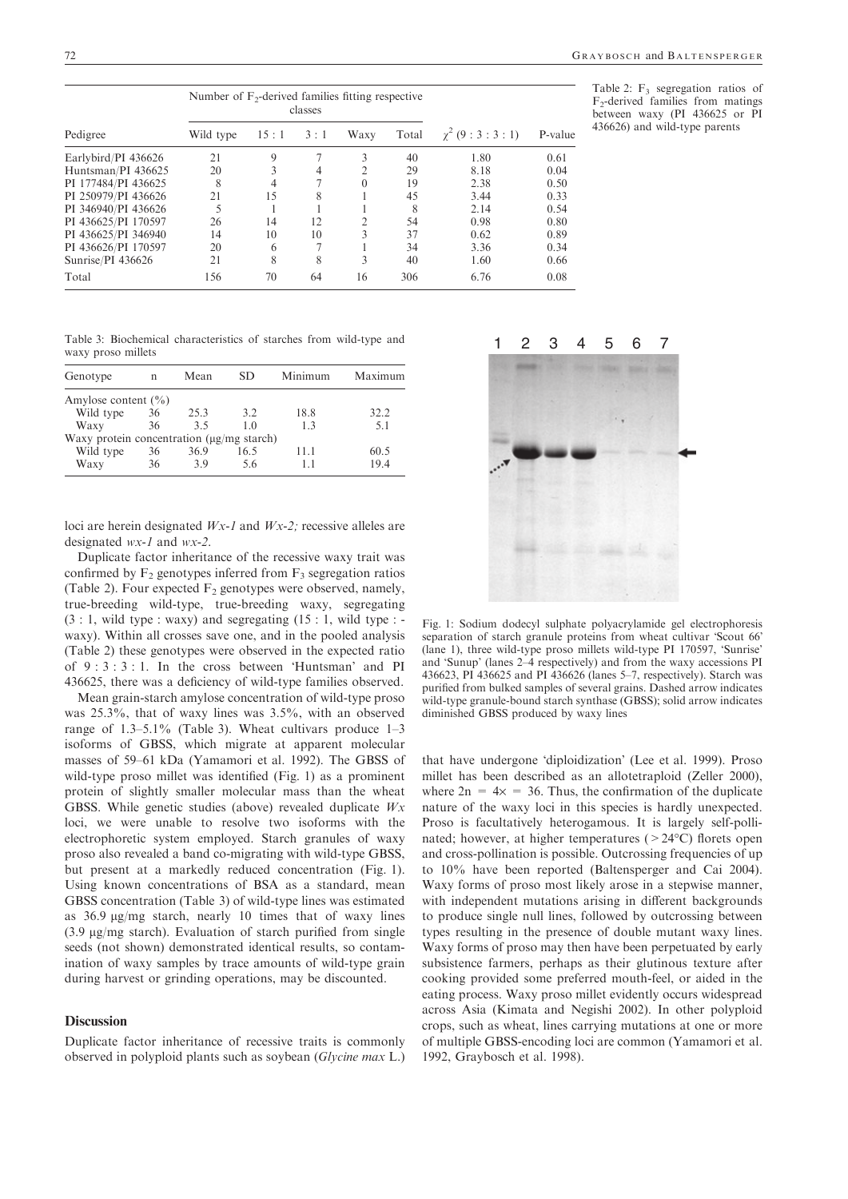| Pedigree | Number of $F_2$-derived families fitting respective classes | | | | | $\chi^2$ (9 : 3 : 3 : 1) | P-value |
|---|---|---|---|---|---|---|---|
| | Wild type | 15 : 1 | 3 : 1 | Waxy | Total | | |
| Earlybird/PI 436626 | 21 | 9 | 7 | 3 | 40 | 1.80 | 0.61 |
| Huntsman/PI 436625 | 20 | 3 | 4 | 2 | 29 | 8.18 | 0.04 |
| PI 177484/PI 436625 | 8 | 4 | 7 | 0 | 19 | 2.38 | 0.50 |
| PI 250979/PI 436626 | 21 | 15 | 8 | 1 | 45 | 3.44 | 0.33 |
| PI 346940/PI 436626 | 5 | 1 | 1 | 1 | 8 | 2.14 | 0.54 |
| PI 436625/PI 170597 | 26 | 14 | 12 | 2 | 54 | 0.98 | 0.80 |
| PI 436625/PI 346940 | 14 | 10 | 10 | 3 | 37 | 0.62 | 0.89 |
| PI 436626/PI 170597 | 20 | 6 | 7 | 1 | 34 | 3.36 | 0.34 |
| Sunrise/PI 436626 | 21 | 8 | 8 | 3 | 40 | 1.60 | 0.66 |
| Total | 156 | 70 | 64 | 16 | 306 | 6.76 | 0.08 |

Table 2: $F_3$ segregation ratios of $F_2$-derived families from matings between waxy (PI 436625 or PI 436626) and wild-type parents

Table 3: Biochemical characteristics of starches from wild-type and waxy proso millets

| Genotype | n | Mean | SD | Minimum | Maximum |
|---|---|---|---|---|---|
| Amylose content (%) | | | | | |
| Wild type | 36 | 25.3 | 3.2 | 18.8 | 32.2 |
| Waxy | 36 | 3.5 | 1.0 | 1.3 | 5.1 |
| Waxy protein concentration (μg/mg starch) | | | | | |
| Wild type | 36 | 36.9 | 16.5 | 11.1 | 60.5 |
| Waxy | 36 | 3.9 | 5.6 | 1.1 | 19.4 |

loci are herein designated *Wx-1* and *Wx-2;* recessive alleles are designated *wx-1* and *wx-2*.

Duplicate factor inheritance of the recessive waxy trait was confirmed by $F_2$ genotypes inferred from $F_3$ segregation ratios (Table 2). Four expected $F_2$ genotypes were observed, namely, true-breeding wild-type, true-breeding waxy, segregating (3 : 1, wild type : waxy) and segregating (15 : 1, wild type : waxy). Within all crosses save one, and in the pooled analysis (Table 2) these genotypes were observed in the expected ratio of 9 : 3 : 3 : 1. In the cross between 'Huntsman' and PI 436625, there was a deficiency of wild-type families observed.

Mean grain-starch amylose concentration of wild-type proso was 25.3%, that of waxy lines was 3.5%, with an observed range of 1.3–5.1% (Table 3). Wheat cultivars produce 1–3 isoforms of GBSS, which migrate at apparent molecular masses of 59–61 kDa (Yamamori et al. 1992). The GBSS of wild-type proso millet was identified (Fig. 1) as a prominent protein of slightly smaller molecular mass than the wheat GBSS. While genetic studies (above) revealed duplicate *Wx* loci, we were unable to resolve two isoforms with the electrophoretic system employed. Starch granules of waxy proso also revealed a band co-migrating with wild-type GBSS, but present at a markedly reduced concentration (Fig. 1). Using known concentrations of BSA as a standard, mean GBSS concentration (Table 3) of wild-type lines was estimated as 36.9 μg/mg starch, nearly 10 times that of waxy lines (3.9 μg/mg starch). Evaluation of starch purified from single seeds (not shown) demonstrated identical results, so contamination of waxy samples by trace amounts of wild-type grain during harvest or grinding operations, may be discounted.

1 2 3 4 5 6 7

Fig. 1: Sodium dodecyl sulphate polyacrylamide gel electrophoresis separation of starch granule proteins from wheat cultivar 'Scout 66' (lane 1), three wild-type proso millets wild-type PI 170597, 'Sunrise' and 'Sunup' (lanes 2–4 respectively) and from the waxy accessions PI 436623, PI 436625 and PI 436626 (lanes 5–7, respectively). Starch was purified from bulked samples of several grains. Dashed arrow indicates wild-type granule-bound starch synthase (GBSS); solid arrow indicates diminished GBSS produced by waxy lines

## Discussion

Duplicate factor inheritance of recessive traits is commonly observed in polyploid plants such as soybean (*Glycine max* L.) that have undergone 'diploidization' (Lee et al. 1999). Proso millet has been described as an allotetraploid (Zeller 2000), where $2n = 4\times = 36$. Thus, the confirmation of the duplicate nature of the waxy loci in this species is hardly unexpected. Proso is facultatively heterogamous. It is largely self-pollinated; however, at higher temperatures (> 24°C) florets open and cross-pollination is possible. Outcrossing frequencies of up to 10% have been reported (Baltensperger and Cai 2004). Waxy forms of proso most likely arose in a stepwise manner, with independent mutations arising in different backgrounds to produce single null lines, followed by outcrossing between types resulting in the presence of double mutant waxy lines. Waxy forms of proso may then have been perpetuated by early subsistence farmers, perhaps as their glutinous texture after cooking provided some preferred mouth-feel, or aided in the eating process. Waxy proso millet evidently occurs widespread across Asia (Kimata and Negishi 2002). In other polyploid crops, such as wheat, lines carrying mutations at one or more of multiple GBSS-encoding loci are common (Yamamori et al. 1992, Graybosch et al. 1998).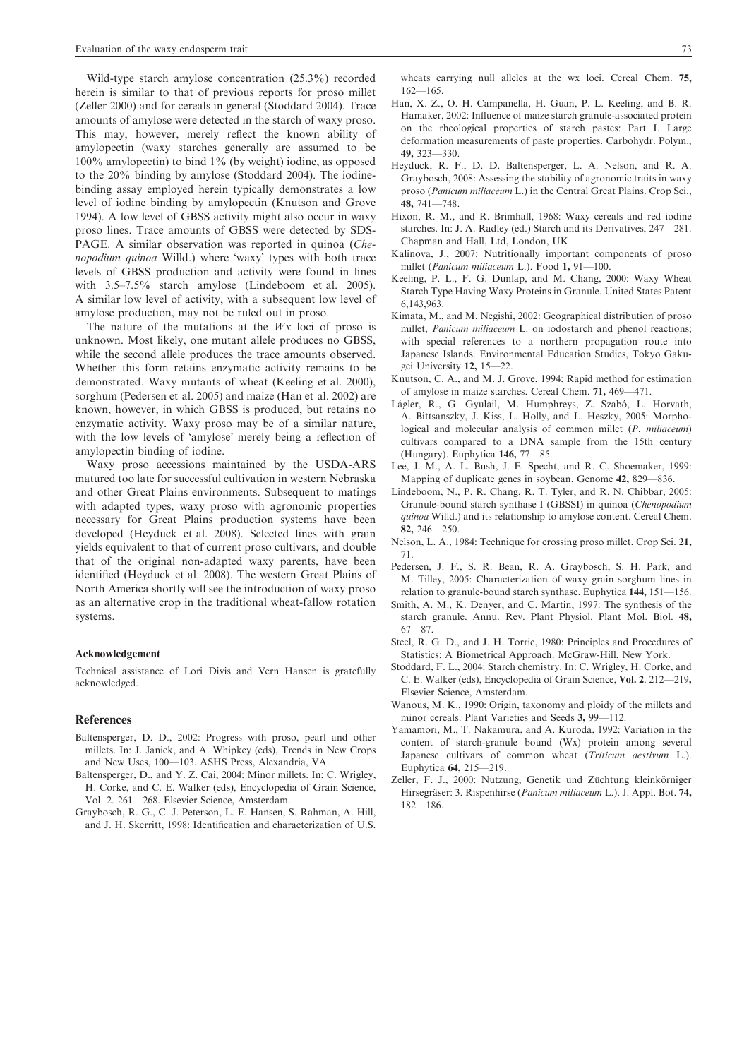Wild-type starch amylose concentration (25.3%) recorded herein is similar to that of previous reports for proso millet (Zeller 2000) and for cereals in general (Stoddard 2004). Trace amounts of amylose were detected in the starch of waxy proso. This may, however, merely reflect the known ability of amylopectin (waxy starches generally are assumed to be 100% amylopectin) to bind 1% (by weight) iodine, as opposed to the 20% binding by amylose (Stoddard 2004). The iodine-binding assay employed herein typically demonstrates a low level of iodine binding by amylopectin (Knutson and Grove 1994). A low level of GBSS activity might also occur in waxy proso lines. Trace amounts of GBSS were detected by SDS-PAGE. A similar observation was reported in quinoa (*Chenopodium quinoa* Willd.) where 'waxy' types with both trace levels of GBSS production and activity were found in lines with 3.5–7.5% starch amylose (Lindeboom et al. 2005). A similar low level of activity, with a subsequent low level of amylose production, may not be ruled out in proso.

The nature of the mutations at the *Wx* loci of proso is unknown. Most likely, one mutant allele produces no GBSS, while the second allele produces the trace amounts observed. Whether this form retains enzymatic activity remains to be demonstrated. Waxy mutants of wheat (Keeling et al. 2000), sorghum (Pedersen et al. 2005) and maize (Han et al. 2002) are known, however, in which GBSS is produced, but retains no enzymatic activity. Waxy proso may be of a similar nature, with the low levels of 'amylose' merely being a reflection of amylopectin binding of iodine.

Waxy proso accessions maintained by the USDA-ARS matured too late for successful cultivation in western Nebraska and other Great Plains environments. Subsequent to matings with adapted types, waxy proso with agronomic properties necessary for Great Plains production systems have been developed (Heyduck et al. 2008). Selected lines with grain yields equivalent to that of current proso cultivars, and double that of the original non-adapted waxy parents, have been identified (Heyduck et al. 2008). The western Great Plains of North America shortly will see the introduction of waxy proso as an alternative crop in the traditional wheat-fallow rotation systems.

## Acknowledgement

Technical assistance of Lori Divis and Vern Hansen is gratefully acknowledged.

## References

Baltensperger, D. D., 2002: Progress with proso, pearl and other millets. In: J. Janick, and A. Whipkey (eds), Trends in New Crops and New Uses, 100—103. ASHS Press, Alexandria, VA.

Baltensperger, D., and Y. Z. Cai, 2004: Minor millets. In: C. Wrigley, H. Corke, and C. E. Walker (eds), Encyclopedia of Grain Science, Vol. 2. 261—268. Elsevier Science, Amsterdam.

Graybosch, R. G., C. J. Peterson, L. E. Hansen, S. Rahman, A. Hill, and J. H. Skerritt, 1998: Identification and characterization of U.S. wheats carrying null alleles at the wx loci. Cereal Chem. **75,** 162—165.

Han, X. Z., O. H. Campanella, H. Guan, P. L. Keeling, and B. R. Hamaker, 2002: Influence of maize starch granule-associated protein on the rheological properties of starch pastes: Part I. Large deformation measurements of paste properties. Carbohydr. Polym., **49,** 323—330.

Heyduck, R. F., D. D. Baltensperger, L. A. Nelson, and R. A. Graybosch, 2008: Assessing the stability of agronomic traits in waxy proso (*Panicum miliaceum* L.) in the Central Great Plains. Crop Sci., **48,** 741—748.

Hixon, R. M., and R. Brimhall, 1968: Waxy cereals and red iodine starches. In: J. A. Radley (ed.) Starch and its Derivatives, 247—281. Chapman and Hall, Ltd, London, UK.

Kalinova, J., 2007: Nutritionally important components of proso millet (*Panicum miliaceum* L.). Food **1,** 91—100.

Keeling, P. L., F. G. Dunlap, and M. Chang, 2000: Waxy Wheat Starch Type Having Waxy Proteins in Granule. United States Patent 6,143,963.

Kimata, M., and M. Negishi, 2002: Geographical distribution of proso millet, *Panicum miliaceum* L. on iodostarch and phenol reactions; with special references to a northern propagation route into Japanese Islands. Environmental Education Studies, Tokyo Gakugei University **12,** 15—22.

Knutson, C. A., and M. J. Grove, 1994: Rapid method for estimation of amylose in maize starches. Cereal Chem. **71,** 469—471.

Lágler, R., G. Gyulail, M. Humphreys, Z. Szabó, L. Horvath, A. Bittsanszky, J. Kiss, L. Holly, and L. Heszky, 2005: Morphological and molecular analysis of common millet (*P. miliaceum*) cultivars compared to a DNA sample from the 15th century (Hungary). Euphytica **146,** 77—85.

Lee, J. M., A. L. Bush, J. E. Specht, and R. C. Shoemaker, 1999: Mapping of duplicate genes in soybean. Genome **42,** 829—836.

Lindeboom, N., P. R. Chang, R. T. Tyler, and R. N. Chibbar, 2005: Granule-bound starch synthase I (GBSSI) in quinoa (*Chenopodium quinoa* Willd.) and its relationship to amylose content. Cereal Chem. **82,** 246—250.

Nelson, L. A., 1984: Technique for crossing proso millet. Crop Sci. **21,** 71.

Pedersen, J. F., S. R. Bean, R. A. Graybosch, S. H. Park, and M. Tilley, 2005: Characterization of waxy grain sorghum lines in relation to granule-bound starch synthase. Euphytica **144,** 151—156.

Smith, A. M., K. Denyer, and C. Martin, 1997: The synthesis of the starch granule. Annu. Rev. Plant Physiol. Plant Mol. Biol. **48,** 67—87.

Steel, R. G. D., and J. H. Torrie, 1980: Principles and Procedures of Statistics: A Biometrical Approach. McGraw-Hill, New York.

Stoddard, F. L., 2004: Starch chemistry. In: C. Wrigley, H. Corke, and C. E. Walker (eds), Encyclopedia of Grain Science, **Vol. 2**. 212—219, Elsevier Science, Amsterdam.

Wanous, M. K., 1990: Origin, taxonomy and ploidy of the millets and minor cereals. Plant Varieties and Seeds **3,** 99—112.

Yamamori, M., T. Nakamura, and A. Kuroda, 1992: Variation in the content of starch-granule bound (Wx) protein among several Japanese cultivars of common wheat (*Triticum aestivum* L.). Euphytica **64,** 215—219.

Zeller, F. J., 2000: Nutzung, Genetik und Züchtung kleinkörniger Hirsegräser: 3. Rispenhirse (*Panicum miliaceum* L.). J. Appl. Bot. **74,** 182—186.